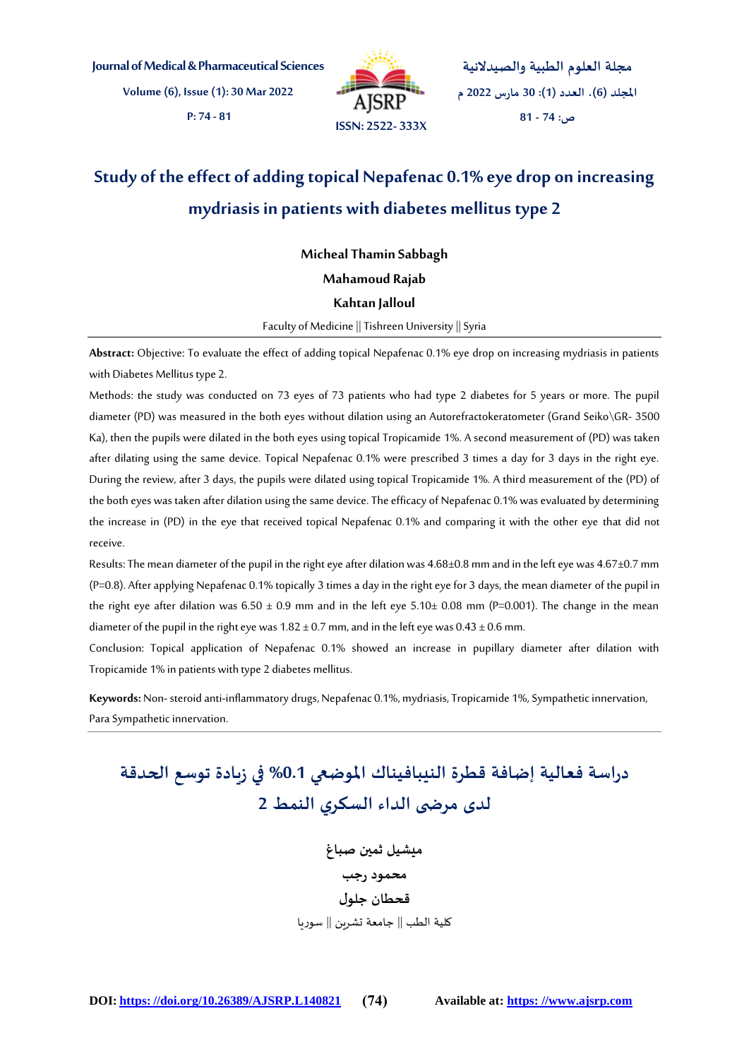# Study of the effect of adding topical Nepafenac 0.1% eye drop on increasing mydriasis in patients with diabetes mellitus type 2

**Micheal Thamin Sabbagh**

**Mahamoud Rajab**

**Kahtan Jalloul**

Faculty of Medicine || Tishreen University || Syria

**Abstract:** Objective: To evaluate the effect of adding topical Nepafenac 0.1% eye drop on increasing mydriasis in patients with Diabetes Mellitus type 2.

Methods: the study was conducted on 73 eyes of 73 patients who had type 2 diabetes for 5 years or more. The pupil diameter (PD) was measured in the both eyes without dilation using an Autorefractokeratometer (Grand Seiko\GR- 3500 Ka), then the pupils were dilated in the both eyes using topical Tropicamide 1%. A second measurement of (PD) was taken after dilating using the same device. Topical Nepafenac 0.1% were prescribed 3 times a day for 3 days in the right eye. During the review, after 3 days, the pupils were dilated using topical Tropicamide 1%. A third measurement of the (PD) of the both eyes was taken after dilation using the same device. The efficacy of Nepafenac 0.1% was evaluated by determining the increase in (PD) in the eye that received topical Nepafenac 0.1% and comparing it with the other eye that did not receive.

Results: The mean diameter of the pupil in the right eye after dilation was 4.68±0.8 mm and in the left eye was 4.67±0.7 mm (P=0.8). After applying Nepafenac 0.1% topically 3 times a day in the right eye for 3 days, the mean diameter of the pupil in the right eye after dilation was 6.50 ± 0.9 mm and in the left eye 5.10± 0.08 mm (P=0.001). The change in the mean diameter of the pupil in the right eye was 1.82 ± 0.7 mm, and in the left eye was 0.43 ± 0.6 mm.

Conclusion: Topical application of Nepafenac 0.1% showed an increase in pupillary diameter after dilation with Tropicamide 1% in patients with type 2 diabetes mellitus.

**Keywords:** Non- steroid anti-inflammatory drugs, Nepafenac 0.1%, mydriasis, Tropicamide 1%, Sympathetic innervation, Para Sympathetic innervation.

---

# دراسة فعالية إضافة قطرة النيبافيناك الموضعي 0.1% في زيادة توسع الحدقة لدى مرضى الداء السكري النمط 2

**ميشيل ثمين صباغ**

**محمود رجب**

**قحطان جلول**

كلية الطب || جامعة تشرين || سوريا

DOI: https://doi.org/10.26389/AJSRP.L140821 — Available at: https://www.ajsrp.com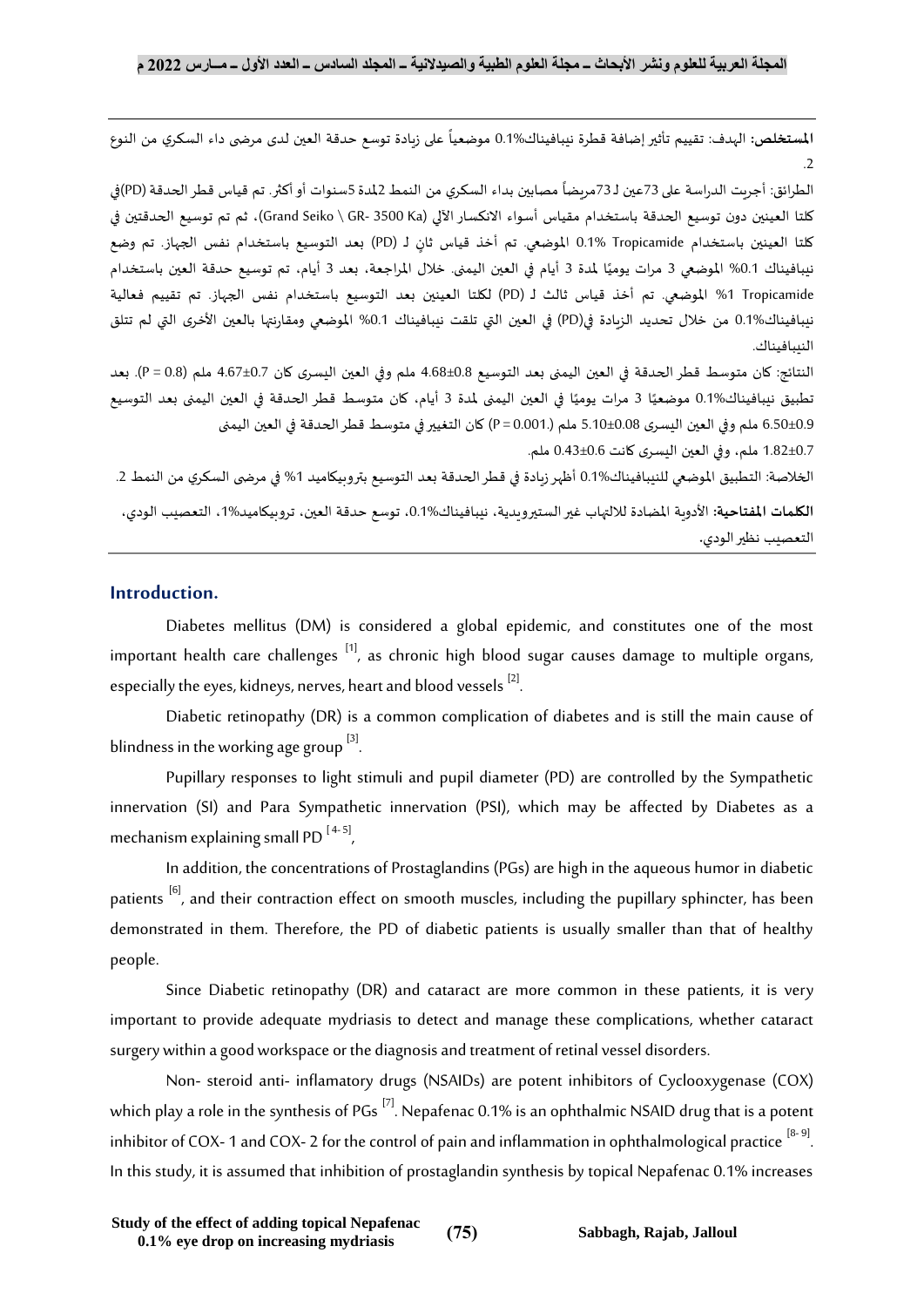**المستخلص:** الهدف: تقييم تأثير إضافة قطرة نيبافيناك0.1% موضعياً على زيادة توسع حدقة العين لدى مرضى داء السكري من النوع 2.

الطرائق: أجريت الدراسة على 73عين لـ 73مريضاً مصابين بداء السكري من النمط 2لمدة 5سنوات أو أكثر. تم قياس قطر الحدقة (PD)في كلتا العينين دون توسيع الحدقة باستخدام مقياس أسواء الانكسار الآلي (Grand Seiko \ GR- 3500 Ka)، ثم تم توسيع الحدقتين في كلتا العينين باستخدام Tropicamide 0.1% الموضعي. تم أخذ قياس ثانٍ لـ (PD) بعد التوسيع باستخدام نفس الجهاز. تم وضع نيبافيناك 0.1% الموضعي 3 مرات يوميًا لمدة 3 أيام في العين اليمنى. خلال المراجعة، بعد 3 أيام، تم توسيع حدقة العين باستخدام Tropicamide 1% الموضعي. تم أخذ قياس ثالث لـ (PD) لكلتا العينين بعد التوسيع باستخدام نفس الجهاز. تم تقييم فعالية نيبافيناك0.1% من خلال تحديد الزيادة في(PD) في العين التي تلقت نيبافيناك 0.1% الموضعي ومقارنتها بالعين الأخرى التي لم تتلق النيبافيناك.

النتائج: كان متوسط قطر الحدقة في العين اليمنى بعد التوسيع 4.68±0.8 ملم وفي العين اليسرى كان 4.67±0.7 ملم (P = 0.8). بعد تطبيق نيبافيناك0.1% موضعيًا 3 مرات يوميًا في العين اليمنى لمدة 3 أيام، كان متوسط قطر الحدقة في العين اليمنى بعد التوسيع 6.50±0.9 ملم وفي العين اليسرى 5.10±0.08 ملم (P = 0.001.) كان التغيير في متوسط قطر الحدقة في العين اليمنى 1.82±0.7 ملم، وفي العين اليسرى كانت 0.43±0.6 ملم.

الخلاصة: التطبيق الموضعي للنيبافيناك0.1% أظهر زيادة في قطر الحدقة بعد التوسيع بتروبيكاميد 1% في مرضى السكري من النمط 2.

**الكلمات المفتاحية:** الأدوية المضادة للالتهاب غير الستيرويدية، نيبافيناك0.1%، توسع حدقة العين، تروبيكاميد1%، التعصيب الودي، التعصيب نظير الودي.

## Introduction.

Diabetes mellitus (DM) is considered a global epidemic, and constitutes one of the most important health care challenges [1], as chronic high blood sugar causes damage to multiple organs, especially the eyes, kidneys, nerves, heart and blood vessels [2].

Diabetic retinopathy (DR) is a common complication of diabetes and is still the main cause of blindness in the working age group [3].

Pupillary responses to light stimuli and pupil diameter (PD) are controlled by the Sympathetic innervation (SI) and Para Sympathetic innervation (PSI), which may be affected by Diabetes as a mechanism explaining small PD [4-5],

In addition, the concentrations of Prostaglandins (PGs) are high in the aqueous humor in diabetic patients [6], and their contraction effect on smooth muscles, including the pupillary sphincter, has been demonstrated in them. Therefore, the PD of diabetic patients is usually smaller than that of healthy people.

Since Diabetic retinopathy (DR) and cataract are more common in these patients, it is very important to provide adequate mydriasis to detect and manage these complications, whether cataract surgery within a good workspace or the diagnosis and treatment of retinal vessel disorders.

Non- steroid anti- inflamatory drugs (NSAIDs) are potent inhibitors of Cyclooxygenase (COX) which play a role in the synthesis of PGs [7]. Nepafenac 0.1% is an ophthalmic NSAID drug that is a potent inhibitor of COX- 1 and COX- 2 for the control of pain and inflammation in ophthalmological practice [8-9]. In this study, it is assumed that inhibition of prostaglandin synthesis by topical Nepafenac 0.1% increases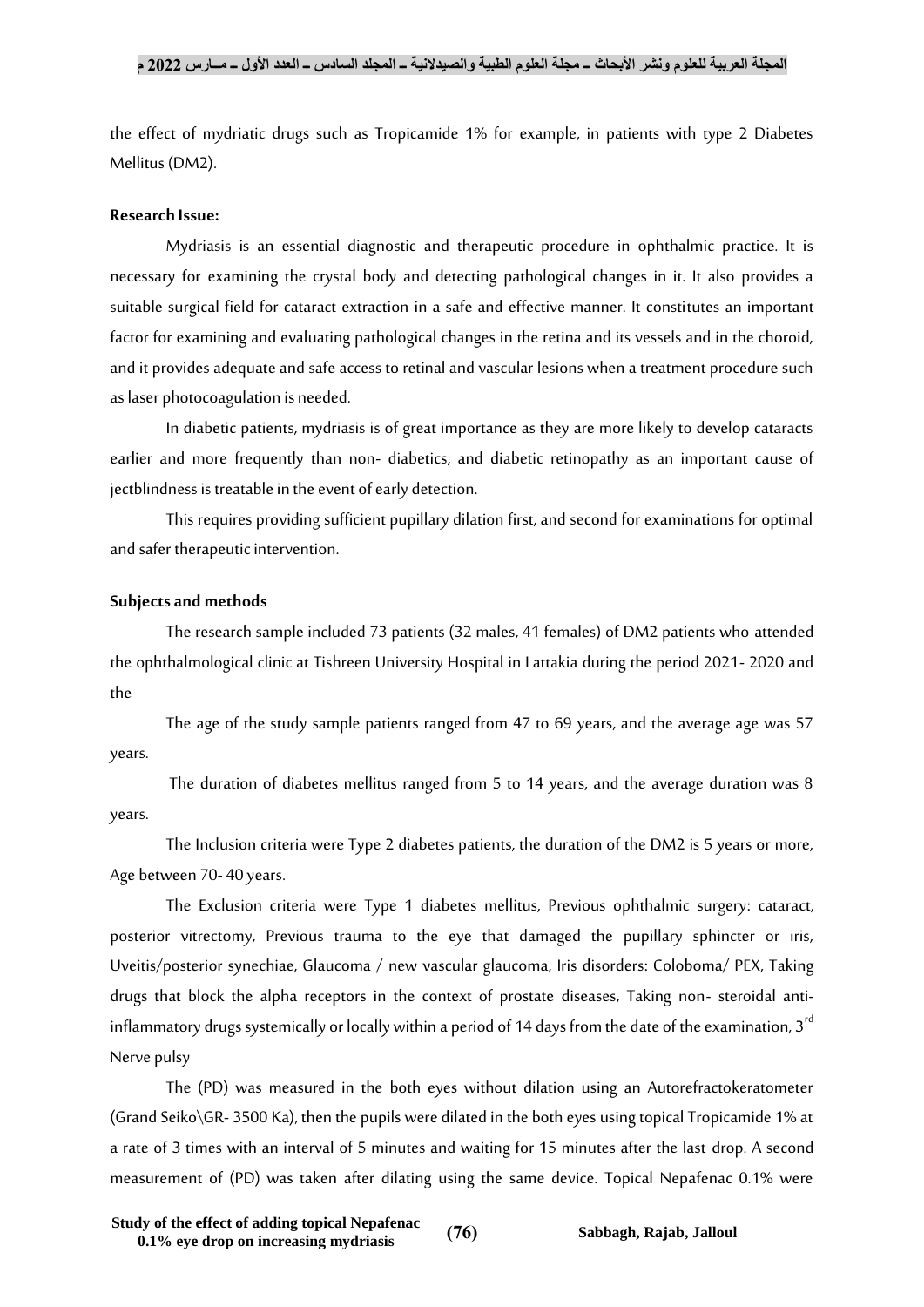the effect of mydriatic drugs such as Tropicamide 1% for example, in patients with type 2 Diabetes Mellitus (DM2).

**Research Issue:**

Mydriasis is an essential diagnostic and therapeutic procedure in ophthalmic practice. It is necessary for examining the crystal body and detecting pathological changes in it. It also provides a suitable surgical field for cataract extraction in a safe and effective manner. It constitutes an important factor for examining and evaluating pathological changes in the retina and its vessels and in the choroid, and it provides adequate and safe access to retinal and vascular lesions when a treatment procedure such as laser photocoagulation is needed.

In diabetic patients, mydriasis is of great importance as they are more likely to develop cataracts earlier and more frequently than non- diabetics, and diabetic retinopathy as an important cause of jectblindness is treatable in the event of early detection.

This requires providing sufficient pupillary dilation first, and second for examinations for optimal and safer therapeutic intervention.

**Subjects and methods**

The research sample included 73 patients (32 males, 41 females) of DM2 patients who attended the ophthalmological clinic at Tishreen University Hospital in Lattakia during the period 2021- 2020 and the

The age of the study sample patients ranged from 47 to 69 years, and the average age was 57 years.

The duration of diabetes mellitus ranged from 5 to 14 years, and the average duration was 8 years.

The Inclusion criteria were Type 2 diabetes patients, the duration of the DM2 is 5 years or more, Age between 70- 40 years.

The Exclusion criteria were Type 1 diabetes mellitus, Previous ophthalmic surgery: cataract, posterior vitrectomy, Previous trauma to the eye that damaged the pupillary sphincter or iris, Uveitis/posterior synechiae, Glaucoma / new vascular glaucoma, Iris disorders: Coloboma/ PEX, Taking drugs that block the alpha receptors in the context of prostate diseases, Taking non- steroidal anti-inflammatory drugs systemically or locally within a period of 14 days from the date of the examination, 3rd Nerve pulsy

The (PD) was measured in the both eyes without dilation using an Autorefractokeratometer (Grand Seiko\GR- 3500 Ka), then the pupils were dilated in the both eyes using topical Tropicamide 1% at a rate of 3 times with an interval of 5 minutes and waiting for 15 minutes after the last drop. A second measurement of (PD) was taken after dilating using the same device. Topical Nepafenac 0.1% were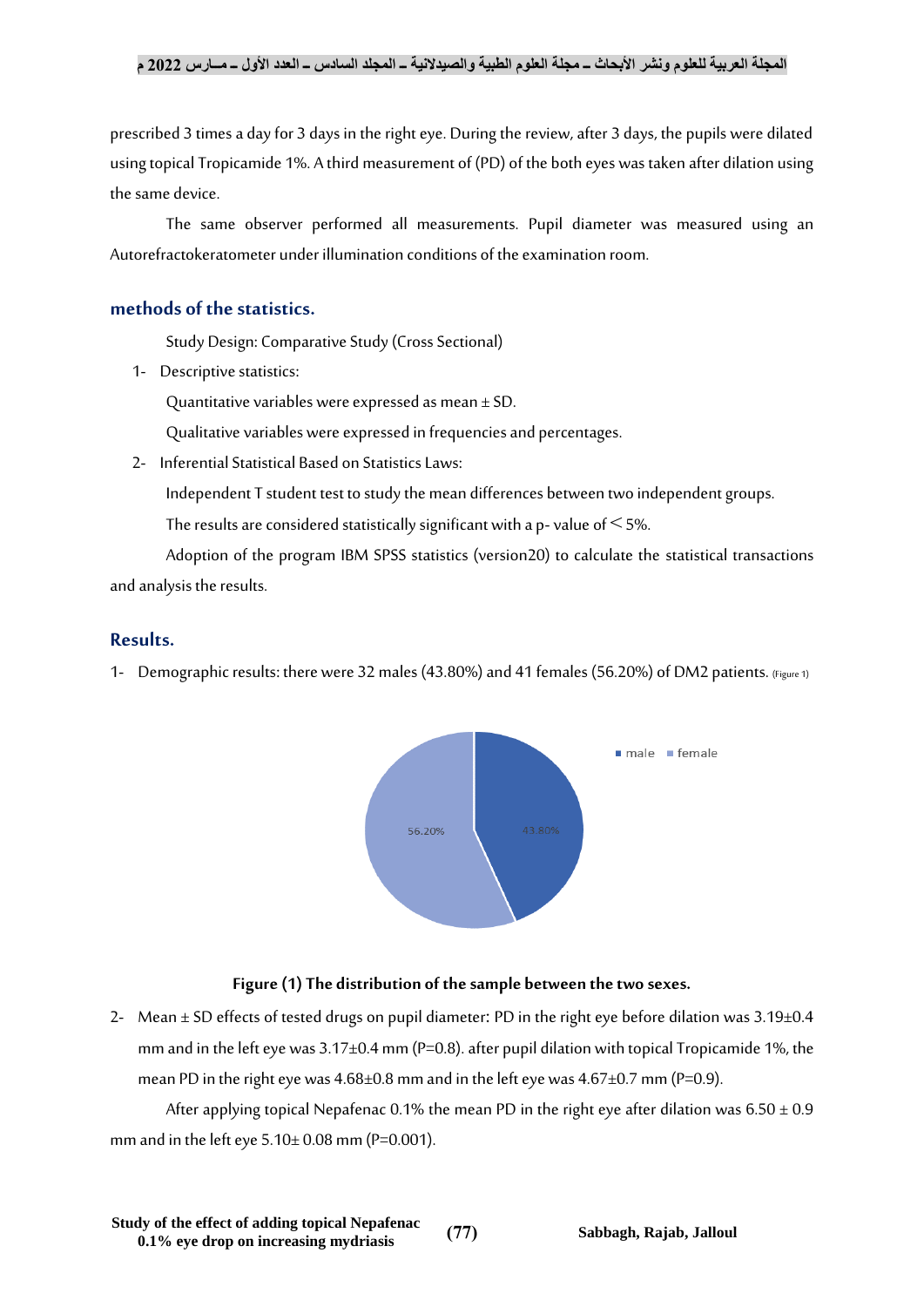prescribed 3 times a day for 3 days in the right eye. During the review, after 3 days, the pupils were dilated using topical Tropicamide 1%. A third measurement of (PD) of the both eyes was taken after dilation using the same device.

The same observer performed all measurements. Pupil diameter was measured using an Autorefractokeratometer under illumination conditions of the examination room.

## methods of the statistics.

Study Design: Comparative Study (Cross Sectional)

1- Descriptive statistics:

Quantitative variables were expressed as mean ± SD.

Qualitative variables were expressed in frequencies and percentages.

2- Inferential Statistical Based on Statistics Laws:

Independent T student test to study the mean differences between two independent groups.

The results are considered statistically significant with a p- value of < 5%.

Adoption of the program IBM SPSS statistics (version20) to calculate the statistical transactions and analysis the results.

## Results.

1- Demographic results: there were 32 males (43.80%) and 41 females (56.20%) of DM2 patients. (Figure 1)

**Figure (1) The distribution of the sample between the two sexes.**

2- Mean ± SD effects of tested drugs on pupil diameter: PD in the right eye before dilation was 3.19±0.4 mm and in the left eye was 3.17±0.4 mm (P=0.8). after pupil dilation with topical Tropicamide 1%, the mean PD in the right eye was 4.68±0.8 mm and in the left eye was 4.67±0.7 mm (P=0.9).

After applying topical Nepafenac 0.1% the mean PD in the right eye after dilation was 6.50 ± 0.9 mm and in the left eye 5.10± 0.08 mm (P=0.001).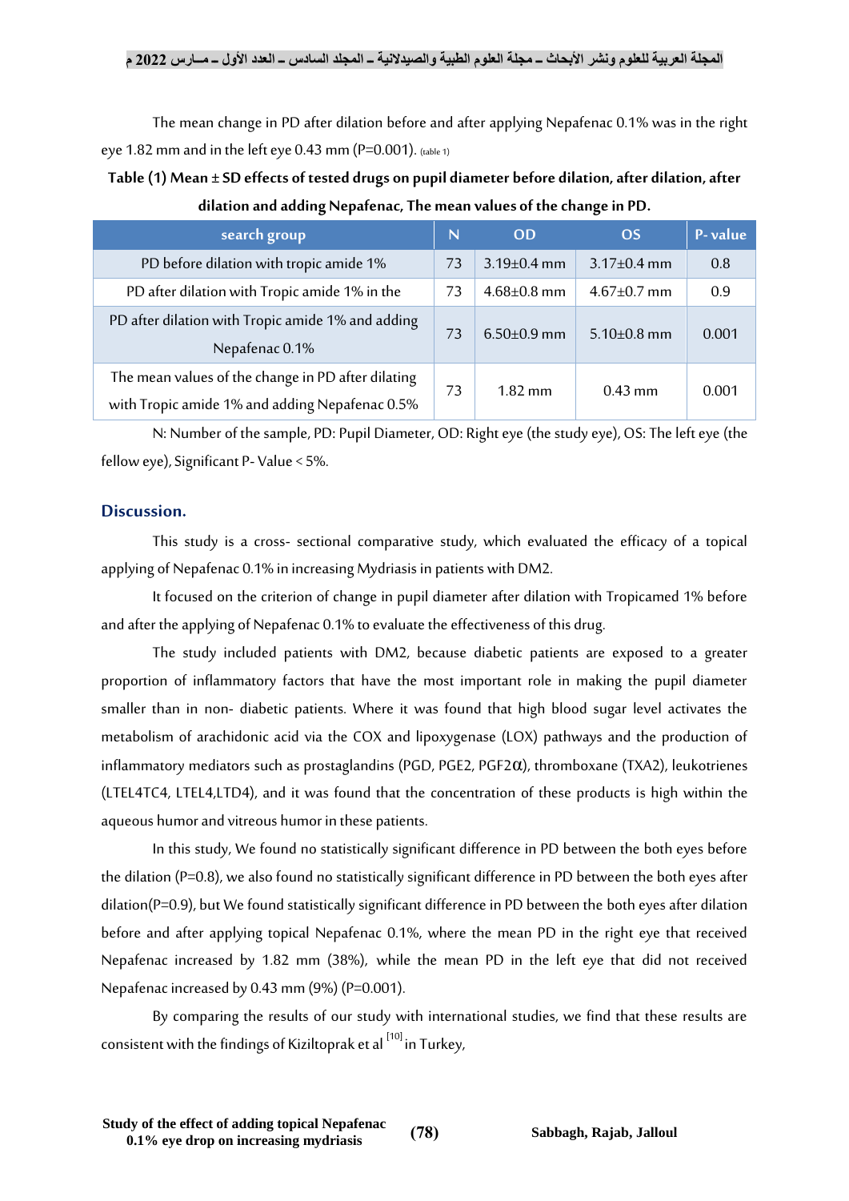The mean change in PD after dilation before and after applying Nepafenac 0.1% was in the right eye 1.82 mm and in the left eye 0.43 mm (P=0.001). (table 1)

**Table (1) Mean ± SD effects of tested drugs on pupil diameter before dilation, after dilation, after dilation and adding Nepafenac, The mean values of the change in PD.**

| search group | N | OD | OS | P- value |
|---|---|---|---|---|
| PD before dilation with tropic amide 1% | 73 | 3.19±0.4 mm | 3.17±0.4 mm | 0.8 |
| PD after dilation with Tropic amide 1% in the | 73 | 4.68±0.8 mm | 4.67±0.7 mm | 0.9 |
| PD after dilation with Tropic amide 1% and adding Nepafenac 0.1% | 73 | 6.50±0.9 mm | 5.10±0.8 mm | 0.001 |
| The mean values of the change in PD after dilating with Tropic amide 1% and adding Nepafenac 0.5% | 73 | 1.82 mm | 0.43 mm | 0.001 |

N: Number of the sample, PD: Pupil Diameter, OD: Right eye (the study eye), OS: The left eye (the fellow eye), Significant P- Value < 5%.

## Discussion.

This study is a cross- sectional comparative study, which evaluated the efficacy of a topical applying of Nepafenac 0.1% in increasing Mydriasis in patients with DM2.

It focused on the criterion of change in pupil diameter after dilation with Tropicamed 1% before and after the applying of Nepafenac 0.1% to evaluate the effectiveness of this drug.

The study included patients with DM2, because diabetic patients are exposed to a greater proportion of inflammatory factors that have the most important role in making the pupil diameter smaller than in non- diabetic patients. Where it was found that high blood sugar level activates the metabolism of arachidonic acid via the COX and lipoxygenase (LOX) pathways and the production of inflammatory mediators such as prostaglandins (PGD, PGE2, PGF2α), thromboxane (TXA2), leukotrienes (LTEL4TC4, LTEL4,LTD4), and it was found that the concentration of these products is high within the aqueous humor and vitreous humor in these patients.

In this study, We found no statistically significant difference in PD between the both eyes before the dilation (P=0.8), we also found no statistically significant difference in PD between the both eyes after dilation(P=0.9), but We found statistically significant difference in PD between the both eyes after dilation before and after applying topical Nepafenac 0.1%, where the mean PD in the right eye that received Nepafenac increased by 1.82 mm (38%), while the mean PD in the left eye that did not received Nepafenac increased by 0.43 mm (9%) (P=0.001).

By comparing the results of our study with international studies, we find that these results are consistent with the findings of Kiziltoprak et al [10] in Turkey,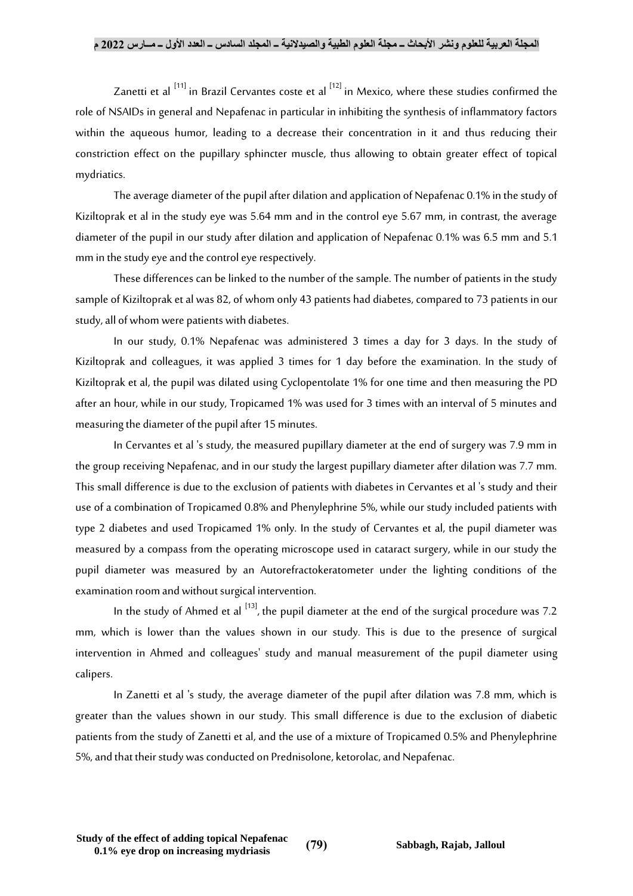Zanetti et al [11] in Brazil Cervantes coste et al [12] in Mexico, where these studies confirmed the role of NSAIDs in general and Nepafenac in particular in inhibiting the synthesis of inflammatory factors within the aqueous humor, leading to a decrease their concentration in it and thus reducing their constriction effect on the pupillary sphincter muscle, thus allowing to obtain greater effect of topical mydriatics.

The average diameter of the pupil after dilation and application of Nepafenac 0.1% in the study of Kiziltoprak et al in the study eye was 5.64 mm and in the control eye 5.67 mm, in contrast, the average diameter of the pupil in our study after dilation and application of Nepafenac 0.1% was 6.5 mm and 5.1 mm in the study eye and the control eye respectively.

These differences can be linked to the number of the sample. The number of patients in the study sample of Kiziltoprak et al was 82, of whom only 43 patients had diabetes, compared to 73 patients in our study, all of whom were patients with diabetes.

In our study, 0.1% Nepafenac was administered 3 times a day for 3 days. In the study of Kiziltoprak and colleagues, it was applied 3 times for 1 day before the examination. In the study of Kiziltoprak et al, the pupil was dilated using Cyclopentolate 1% for one time and then measuring the PD after an hour, while in our study, Tropicamed 1% was used for 3 times with an interval of 5 minutes and measuring the diameter of the pupil after 15 minutes.

In Cervantes et al 's study, the measured pupillary diameter at the end of surgery was 7.9 mm in the group receiving Nepafenac, and in our study the largest pupillary diameter after dilation was 7.7 mm. This small difference is due to the exclusion of patients with diabetes in Cervantes et al 's study and their use of a combination of Tropicamed 0.8% and Phenylephrine 5%, while our study included patients with type 2 diabetes and used Tropicamed 1% only. In the study of Cervantes et al, the pupil diameter was measured by a compass from the operating microscope used in cataract surgery, while in our study the pupil diameter was measured by an Autorefractokeratometer under the lighting conditions of the examination room and without surgical intervention.

In the study of Ahmed et al [13], the pupil diameter at the end of the surgical procedure was 7.2 mm, which is lower than the values shown in our study. This is due to the presence of surgical intervention in Ahmed and colleagues' study and manual measurement of the pupil diameter using calipers.

In Zanetti et al 's study, the average diameter of the pupil after dilation was 7.8 mm, which is greater than the values shown in our study. This small difference is due to the exclusion of diabetic patients from the study of Zanetti et al, and the use of a mixture of Tropicamed 0.5% and Phenylephrine 5%, and that their study was conducted on Prednisolone, ketorolac, and Nepafenac.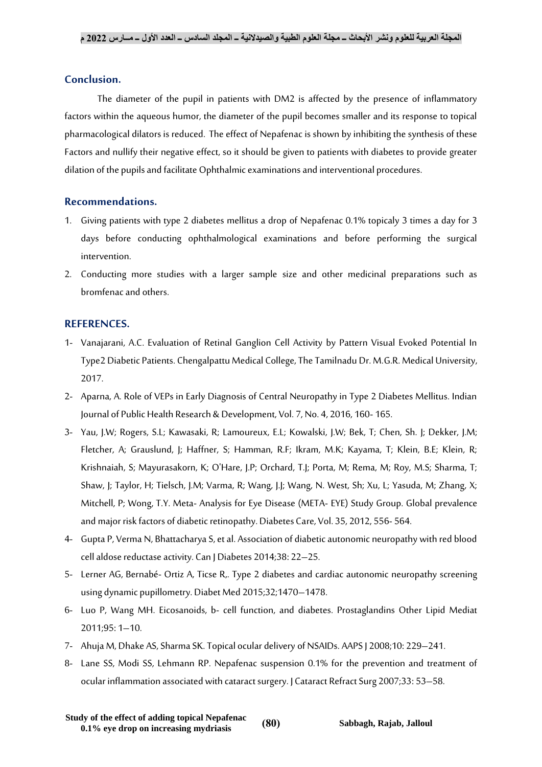## Conclusion.

The diameter of the pupil in patients with DM2 is affected by the presence of inflammatory factors within the aqueous humor, the diameter of the pupil becomes smaller and its response to topical pharmacological dilators is reduced. The effect of Nepafenac is shown by inhibiting the synthesis of these Factors and nullify their negative effect, so it should be given to patients with diabetes to provide greater dilation of the pupils and facilitate Ophthalmic examinations and interventional procedures.

## Recommendations.

1. Giving patients with type 2 diabetes mellitus a drop of Nepafenac 0.1% topicaly 3 times a day for 3 days before conducting ophthalmological examinations and before performing the surgical intervention.
2. Conducting more studies with a larger sample size and other medicinal preparations such as bromfenac and others.

## REFERENCES.

1- Vanajarani, A.C. Evaluation of Retinal Ganglion Cell Activity by Pattern Visual Evoked Potential In Type2 Diabetic Patients. Chengalpattu Medical College, The Tamilnadu Dr. M.G.R. Medical University, 2017.

2- Aparna, A. Role of VEPs in Early Diagnosis of Central Neuropathy in Type 2 Diabetes Mellitus. Indian Journal of Public Health Research & Development, Vol. 7, No. 4, 2016, 160- 165.

3- Yau, J.W; Rogers, S.L; Kawasaki, R; Lamoureux, E.L; Kowalski, J.W; Bek, T; Chen, Sh. J; Dekker, J.M; Fletcher, A; Grauslund, J; Haffner, S; Hamman, R.F; Ikram, M.K; Kayama, T; Klein, B.E; Klein, R; Krishnaiah, S; Mayurasakorn, K; O'Hare, J.P; Orchard, T.J; Porta, M; Rema, M; Roy, M.S; Sharma, T; Shaw, J; Taylor, H; Tielsch, J.M; Varma, R; Wang, J.J; Wang, N. West, Sh; Xu, L; Yasuda, M; Zhang, X; Mitchell, P; Wong, T.Y. Meta- Analysis for Eye Disease (META- EYE) Study Group. Global prevalence and major risk factors of diabetic retinopathy. Diabetes Care, Vol. 35, 2012, 556- 564.

4- Gupta P, Verma N, Bhattacharya S, et al. Association of diabetic autonomic neuropathy with red blood cell aldose reductase activity. Can J Diabetes 2014;38: 22–25.

5- Lerner AG, Bernabé- Ortiz A, Ticse R,. Type 2 diabetes and cardiac autonomic neuropathy screening using dynamic pupillometry. Diabet Med 2015;32;1470–1478.

6- Luo P, Wang MH. Eicosanoids, b- cell function, and diabetes. Prostaglandins Other Lipid Mediat 2011;95: 1–10.

7- Ahuja M, Dhake AS, Sharma SK. Topical ocular delivery of NSAIDs. AAPS J 2008;10: 229–241.

8- Lane SS, Modi SS, Lehmann RP. Nepafenac suspension 0.1% for the prevention and treatment of ocular inflammation associated with cataract surgery. J Cataract Refract Surg 2007;33: 53–58.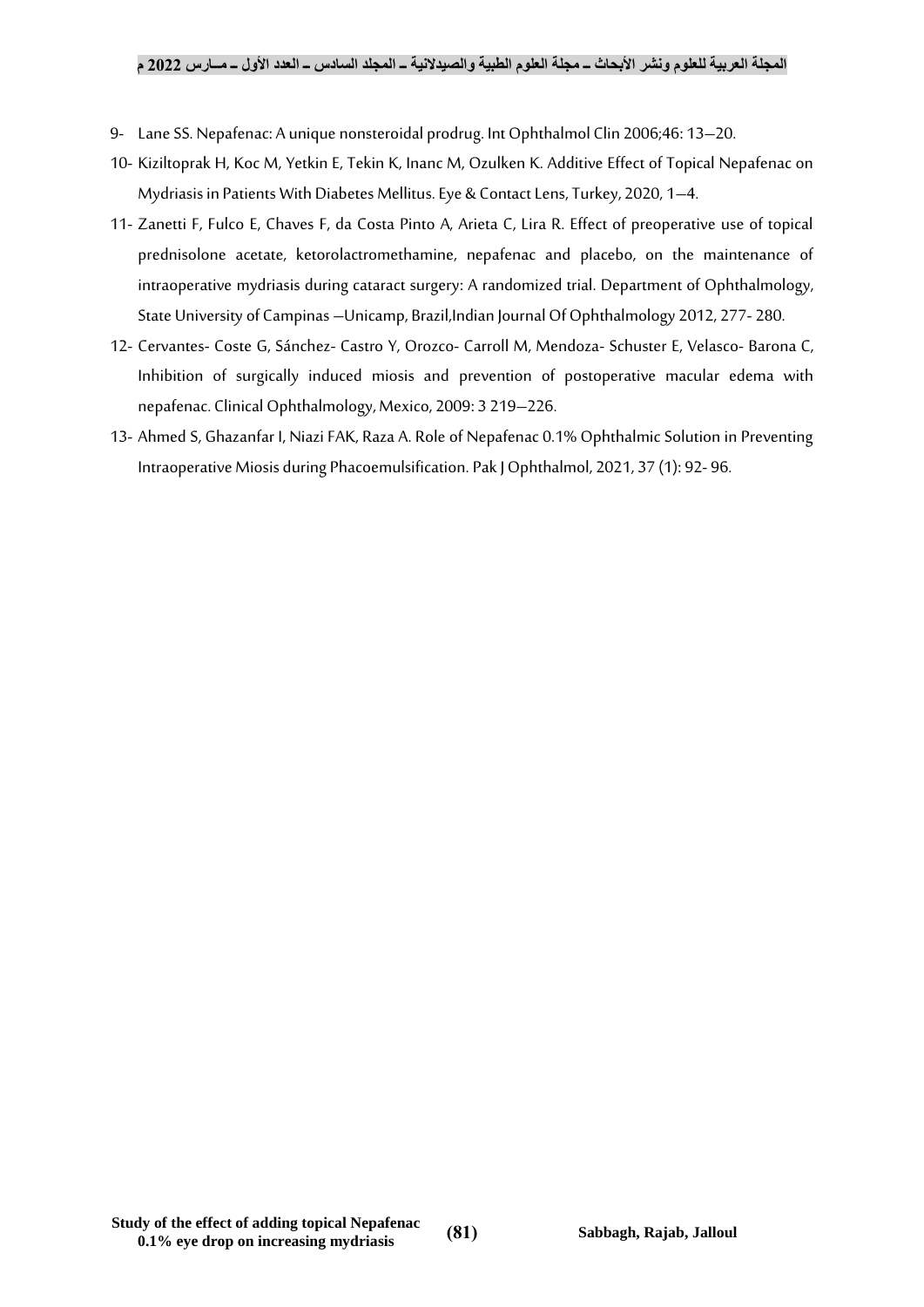9- Lane SS. Nepafenac: A unique nonsteroidal prodrug. Int Ophthalmol Clin 2006;46: 13–20.

10- Kiziltoprak H, Koc M, Yetkin E, Tekin K, Inanc M, Ozulken K. Additive Effect of Topical Nepafenac on Mydriasis in Patients With Diabetes Mellitus. Eye & Contact Lens, Turkey, 2020, 1–4.

11- Zanetti F, Fulco E, Chaves F, da Costa Pinto A, Arieta C, Lira R. Effect of preoperative use of topical prednisolone acetate, ketorolactromethamine, nepafenac and placebo, on the maintenance of intraoperative mydriasis during cataract surgery: A randomized trial. Department of Ophthalmology, State University of Campinas –Unicamp, Brazil,Indian Journal Of Ophthalmology 2012, 277- 280.

12- Cervantes- Coste G, Sánchez- Castro Y, Orozco- Carroll M, Mendoza- Schuster E, Velasco- Barona C, Inhibition of surgically induced miosis and prevention of postoperative macular edema with nepafenac. Clinical Ophthalmology, Mexico, 2009: 3 219–226.

13- Ahmed S, Ghazanfar I, Niazi FAK, Raza A. Role of Nepafenac 0.1% Ophthalmic Solution in Preventing Intraoperative Miosis during Phacoemulsification. Pak J Ophthalmol, 2021, 37 (1): 92- 96.